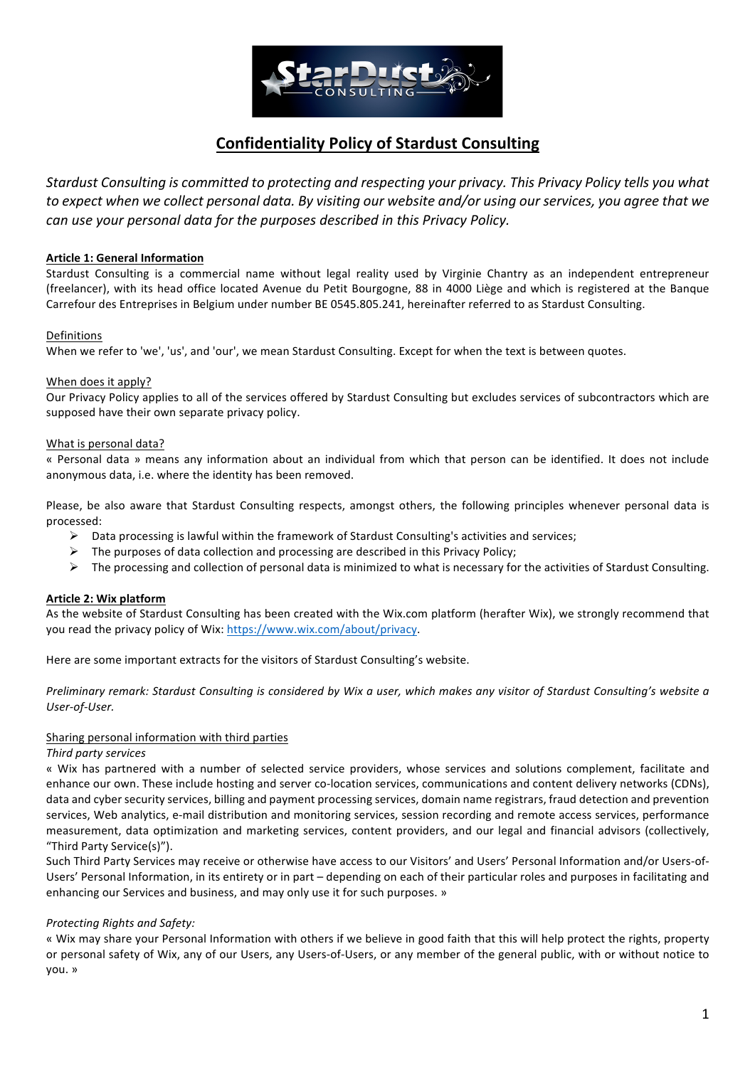# Confidentiality Policy of Stardust Consulting

*Stardust Consulting is committed to protecting and respecting your privacy. This Privacy Policy tells you what to expect when we collect personal data. By visiting our website and/or using our services, you agree that we can use your personal data for the purposes described in this Privacy Policy.*

## Article 1: General Information

Stardust Consulting is a commercial name without legal reality used by Virginie Chantry as an independent entrepreneur (freelancer), with its head office located Avenue du Petit Bourgogne, 88 in 4000 Liège and which is registered at the Banque Carrefour des Entreprises in Belgium under number BE 0545.805.241, hereinafter referred to as Stardust Consulting.

### Definitions

When we refer to 'we', 'us', and 'our', we mean Stardust Consulting. Except for when the text is between quotes.

### When does it apply?

Our Privacy Policy applies to all of the services offered by Stardust Consulting but excludes services of subcontractors which are supposed have their own separate privacy policy.

### What is personal data?

« Personal data » means any information about an individual from which that person can be identified. It does not include anonymous data, i.e. where the identity has been removed.

Please, be also aware that Stardust Consulting respects, amongst others, the following principles whenever personal data is processed:

- Data processing is lawful within the framework of Stardust Consulting's activities and services;
- The purposes of data collection and processing are described in this Privacy Policy;
- The processing and collection of personal data is minimized to what is necessary for the activities of Stardust Consulting.

## Article 2: Wix platform

As the website of Stardust Consulting has been created with the Wix.com platform (herafter Wix), we strongly recommend that you read the privacy policy of Wix: https://www.wix.com/about/privacy.

Here are some important extracts for the visitors of Stardust Consulting's website.

*Preliminary remark: Stardust Consulting is considered by Wix a user, which makes any visitor of Stardust Consulting's website a User-of-User.*

### Sharing personal information with third parties

*Third party services*

« Wix has partnered with a number of selected service providers, whose services and solutions complement, facilitate and enhance our own. These include hosting and server co-location services, communications and content delivery networks (CDNs), data and cyber security services, billing and payment processing services, domain name registrars, fraud detection and prevention services, Web analytics, e-mail distribution and monitoring services, session recording and remote access services, performance measurement, data optimization and marketing services, content providers, and our legal and financial advisors (collectively, "Third Party Service(s)").

Such Third Party Services may receive or otherwise have access to our Visitors' and Users' Personal Information and/or Users-of-Users' Personal Information, in its entirety or in part – depending on each of their particular roles and purposes in facilitating and enhancing our Services and business, and may only use it for such purposes. »

*Protecting Rights and Safety:*

« Wix may share your Personal Information with others if we believe in good faith that this will help protect the rights, property or personal safety of Wix, any of our Users, any Users-of-Users, or any member of the general public, with or without notice to you. »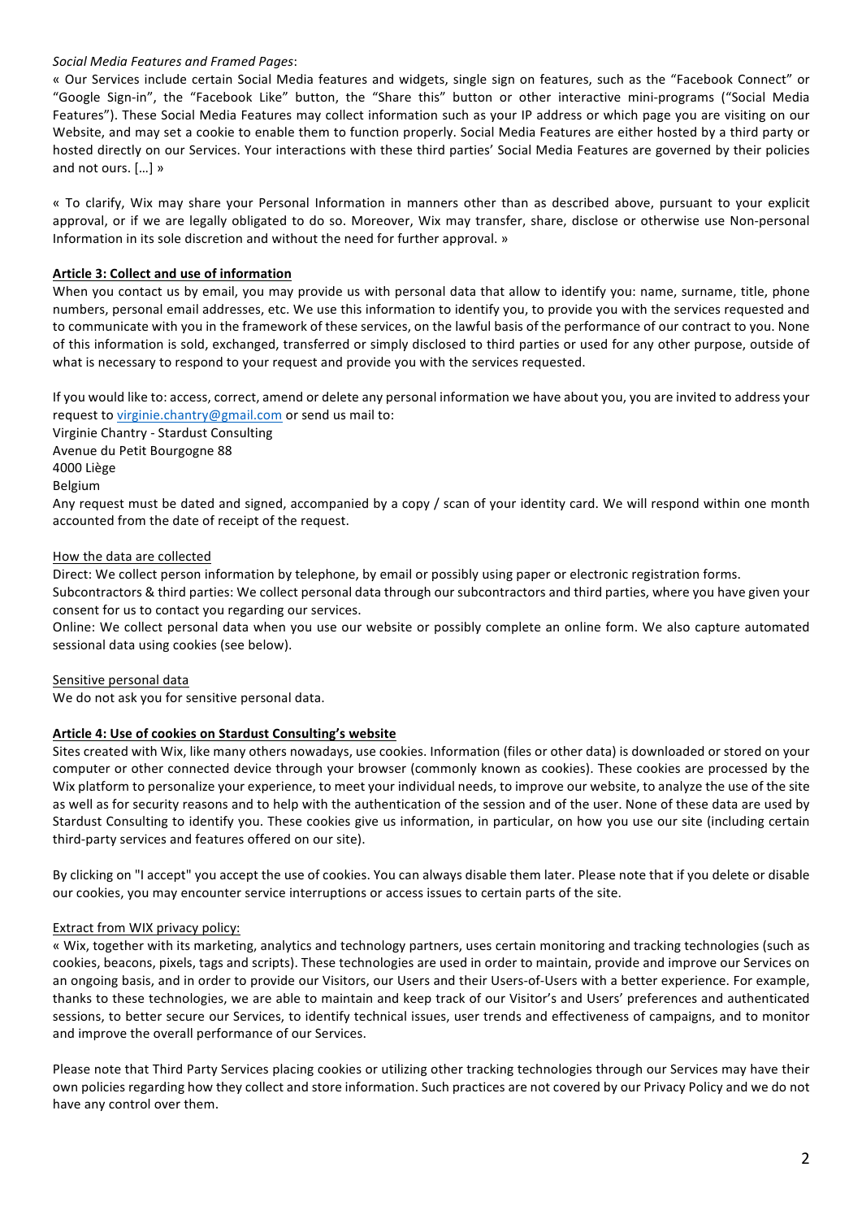*Social Media Features and Framed Pages*:

« Our Services include certain Social Media features and widgets, single sign on features, such as the "Facebook Connect" or "Google Sign-in", the "Facebook Like" button, the "Share this" button or other interactive mini-programs ("Social Media Features"). These Social Media Features may collect information such as your IP address or which page you are visiting on our Website, and may set a cookie to enable them to function properly. Social Media Features are either hosted by a third party or hosted directly on our Services. Your interactions with these third parties' Social Media Features are governed by their policies and not ours. […] »

« To clarify, Wix may share your Personal Information in manners other than as described above, pursuant to your explicit approval, or if we are legally obligated to do so. Moreover, Wix may transfer, share, disclose or otherwise use Non-personal Information in its sole discretion and without the need for further approval. »

**Article 3: Collect and use of information**

When you contact us by email, you may provide us with personal data that allow to identify you: name, surname, title, phone numbers, personal email addresses, etc. We use this information to identify you, to provide you with the services requested and to communicate with you in the framework of these services, on the lawful basis of the performance of our contract to you. None of this information is sold, exchanged, transferred or simply disclosed to third parties or used for any other purpose, outside of what is necessary to respond to your request and provide you with the services requested.

If you would like to: access, correct, amend or delete any personal information we have about you, you are invited to address your request to virginie.chantry@gmail.com or send us mail to:

Virginie Chantry - Stardust Consulting
Avenue du Petit Bourgogne 88
4000 Liège
Belgium

Any request must be dated and signed, accompanied by a copy / scan of your identity card. We will respond within one month accounted from the date of receipt of the request.

How the data are collected

Direct: We collect person information by telephone, by email or possibly using paper or electronic registration forms.
Subcontractors & third parties: We collect personal data through our subcontractors and third parties, where you have given your consent for us to contact you regarding our services.
Online: We collect personal data when you use our website or possibly complete an online form. We also capture automated sessional data using cookies (see below).

Sensitive personal data

We do not ask you for sensitive personal data.

**Article 4: Use of cookies on Stardust Consulting's website**

Sites created with Wix, like many others nowadays, use cookies. Information (files or other data) is downloaded or stored on your computer or other connected device through your browser (commonly known as cookies). These cookies are processed by the Wix platform to personalize your experience, to meet your individual needs, to improve our website, to analyze the use of the site as well as for security reasons and to help with the authentication of the session and of the user. None of these data are used by Stardust Consulting to identify you. These cookies give us information, in particular, on how you use our site (including certain third-party services and features offered on our site).

By clicking on "I accept" you accept the use of cookies. You can always disable them later. Please note that if you delete or disable our cookies, you may encounter service interruptions or access issues to certain parts of the site.

Extract from WIX privacy policy:

« Wix, together with its marketing, analytics and technology partners, uses certain monitoring and tracking technologies (such as cookies, beacons, pixels, tags and scripts). These technologies are used in order to maintain, provide and improve our Services on an ongoing basis, and in order to provide our Visitors, our Users and their Users-of-Users with a better experience. For example, thanks to these technologies, we are able to maintain and keep track of our Visitor's and Users' preferences and authenticated sessions, to better secure our Services, to identify technical issues, user trends and effectiveness of campaigns, and to monitor and improve the overall performance of our Services.

Please note that Third Party Services placing cookies or utilizing other tracking technologies through our Services may have their own policies regarding how they collect and store information. Such practices are not covered by our Privacy Policy and we do not have any control over them.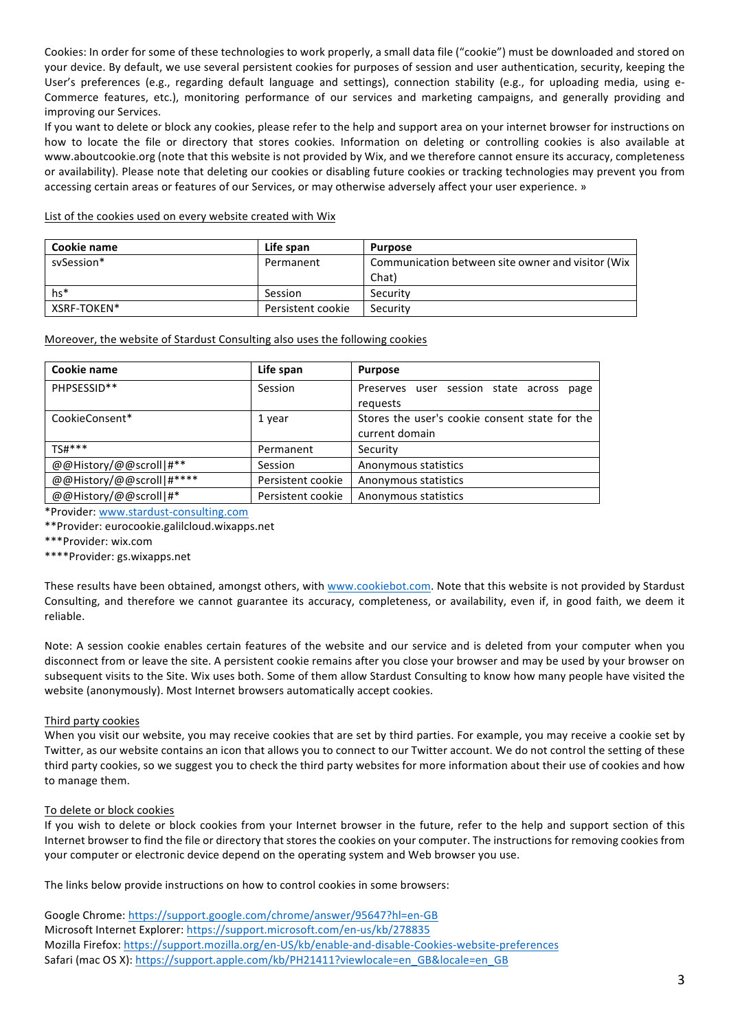Cookies: In order for some of these technologies to work properly, a small data file ("cookie") must be downloaded and stored on your device. By default, we use several persistent cookies for purposes of session and user authentication, security, keeping the User's preferences (e.g., regarding default language and settings), connection stability (e.g., for uploading media, using e-Commerce features, etc.), monitoring performance of our services and marketing campaigns, and generally providing and improving our Services.
If you want to delete or block any cookies, please refer to the help and support area on your internet browser for instructions on how to locate the file or directory that stores cookies. Information on deleting or controlling cookies is also available at www.aboutcookie.org (note that this website is not provided by Wix, and we therefore cannot ensure its accuracy, completeness or availability). Please note that deleting our cookies or disabling future cookies or tracking technologies may prevent you from accessing certain areas or features of our Services, or may otherwise adversely affect your user experience. »

List of the cookies used on every website created with Wix

| Cookie name | Life span | Purpose |
| --- | --- | --- |
| svSession* | Permanent | Communication between site owner and visitor (Wix Chat) |
| hs* | Session | Security |
| XSRF-TOKEN* | Persistent cookie | Security |

Moreover, the website of Stardust Consulting also uses the following cookies

| Cookie name | Life span | Purpose |
| --- | --- | --- |
| PHPSESSID** | Session | Preserves user session state across page requests |
| CookieConsent* | 1 year | Stores the user's cookie consent state for the current domain |
| TS#*** | Permanent | Security |
| @@History/@@scroll\|#** | Session | Anonymous statistics |
| @@History/@@scroll\|#**** | Persistent cookie | Anonymous statistics |
| @@History/@@scroll\|#* | Persistent cookie | Anonymous statistics |

*Provider: www.stardust-consulting.com
**Provider: eurocookie.galilcloud.wixapps.net
***Provider: wix.com
****Provider: gs.wixapps.net

These results have been obtained, amongst others, with www.cookiebot.com. Note that this website is not provided by Stardust Consulting, and therefore we cannot guarantee its accuracy, completeness, or availability, even if, in good faith, we deem it reliable.

Note: A session cookie enables certain features of the website and our service and is deleted from your computer when you disconnect from or leave the site. A persistent cookie remains after you close your browser and may be used by your browser on subsequent visits to the Site. Wix uses both. Some of them allow Stardust Consulting to know how many people have visited the website (anonymously). Most Internet browsers automatically accept cookies.

Third party cookies

When you visit our website, you may receive cookies that are set by third parties. For example, you may receive a cookie set by Twitter, as our website contains an icon that allows you to connect to our Twitter account. We do not control the setting of these third party cookies, so we suggest you to check the third party websites for more information about their use of cookies and how to manage them.

To delete or block cookies

If you wish to delete or block cookies from your Internet browser in the future, refer to the help and support section of this Internet browser to find the file or directory that stores the cookies on your computer. The instructions for removing cookies from your computer or electronic device depend on the operating system and Web browser you use.

The links below provide instructions on how to control cookies in some browsers:

Google Chrome: https://support.google.com/chrome/answer/95647?hl=en-GB
Microsoft Internet Explorer: https://support.microsoft.com/en-us/kb/278835
Mozilla Firefox: https://support.mozilla.org/en-US/kb/enable-and-disable-Cookies-website-preferences
Safari (mac OS X): https://support.apple.com/kb/PH21411?viewlocale=en_GB&locale=en_GB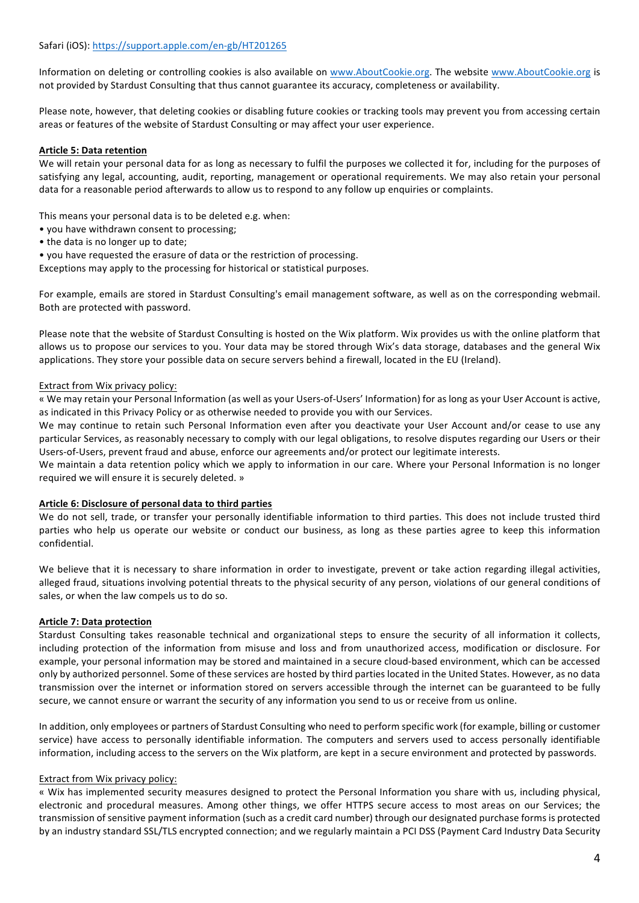Safari (iOS): [https://support.apple.com/en-gb/HT201265](https://support.apple.com/en-gb/HT201265)

Information on deleting or controlling cookies is also available on [www.AboutCookie.org](www.AboutCookie.org). The website [www.AboutCookie.org](www.AboutCookie.org) is not provided by Stardust Consulting that thus cannot guarantee its accuracy, completeness or availability.

Please note, however, that deleting cookies or disabling future cookies or tracking tools may prevent you from accessing certain areas or features of the website of Stardust Consulting or may affect your user experience.

**Article 5: Data retention**

We will retain your personal data for as long as necessary to fulfil the purposes we collected it for, including for the purposes of satisfying any legal, accounting, audit, reporting, management or operational requirements. We may also retain your personal data for a reasonable period afterwards to allow us to respond to any follow up enquiries or complaints.

This means your personal data is to be deleted e.g. when:

- you have withdrawn consent to processing;
- the data is no longer up to date;
- you have requested the erasure of data or the restriction of processing.

Exceptions may apply to the processing for historical or statistical purposes.

For example, emails are stored in Stardust Consulting's email management software, as well as on the corresponding webmail. Both are protected with password.

Please note that the website of Stardust Consulting is hosted on the Wix platform. Wix provides us with the online platform that allows us to propose our services to you. Your data may be stored through Wix's data storage, databases and the general Wix applications. They store your possible data on secure servers behind a firewall, located in the EU (Ireland).

Extract from Wix privacy policy:

« We may retain your Personal Information (as well as your Users-of-Users' Information) for as long as your User Account is active, as indicated in this Privacy Policy or as otherwise needed to provide you with our Services.

We may continue to retain such Personal Information even after you deactivate your User Account and/or cease to use any particular Services, as reasonably necessary to comply with our legal obligations, to resolve disputes regarding our Users or their Users-of-Users, prevent fraud and abuse, enforce our agreements and/or protect our legitimate interests.

We maintain a data retention policy which we apply to information in our care. Where your Personal Information is no longer required we will ensure it is securely deleted. »

**Article 6: Disclosure of personal data to third parties**

We do not sell, trade, or transfer your personally identifiable information to third parties. This does not include trusted third parties who help us operate our website or conduct our business, as long as these parties agree to keep this information confidential.

We believe that it is necessary to share information in order to investigate, prevent or take action regarding illegal activities, alleged fraud, situations involving potential threats to the physical security of any person, violations of our general conditions of sales, or when the law compels us to do so.

**Article 7: Data protection**

Stardust Consulting takes reasonable technical and organizational steps to ensure the security of all information it collects, including protection of the information from misuse and loss and from unauthorized access, modification or disclosure. For example, your personal information may be stored and maintained in a secure cloud-based environment, which can be accessed only by authorized personnel. Some of these services are hosted by third parties located in the United States. However, as no data transmission over the internet or information stored on servers accessible through the internet can be guaranteed to be fully secure, we cannot ensure or warrant the security of any information you send to us or receive from us online.

In addition, only employees or partners of Stardust Consulting who need to perform specific work (for example, billing or customer service) have access to personally identifiable information. The computers and servers used to access personally identifiable information, including access to the servers on the Wix platform, are kept in a secure environment and protected by passwords.

Extract from Wix privacy policy:

« Wix has implemented security measures designed to protect the Personal Information you share with us, including physical, electronic and procedural measures. Among other things, we offer HTTPS secure access to most areas on our Services; the transmission of sensitive payment information (such as a credit card number) through our designated purchase forms is protected by an industry standard SSL/TLS encrypted connection; and we regularly maintain a PCI DSS (Payment Card Industry Data Security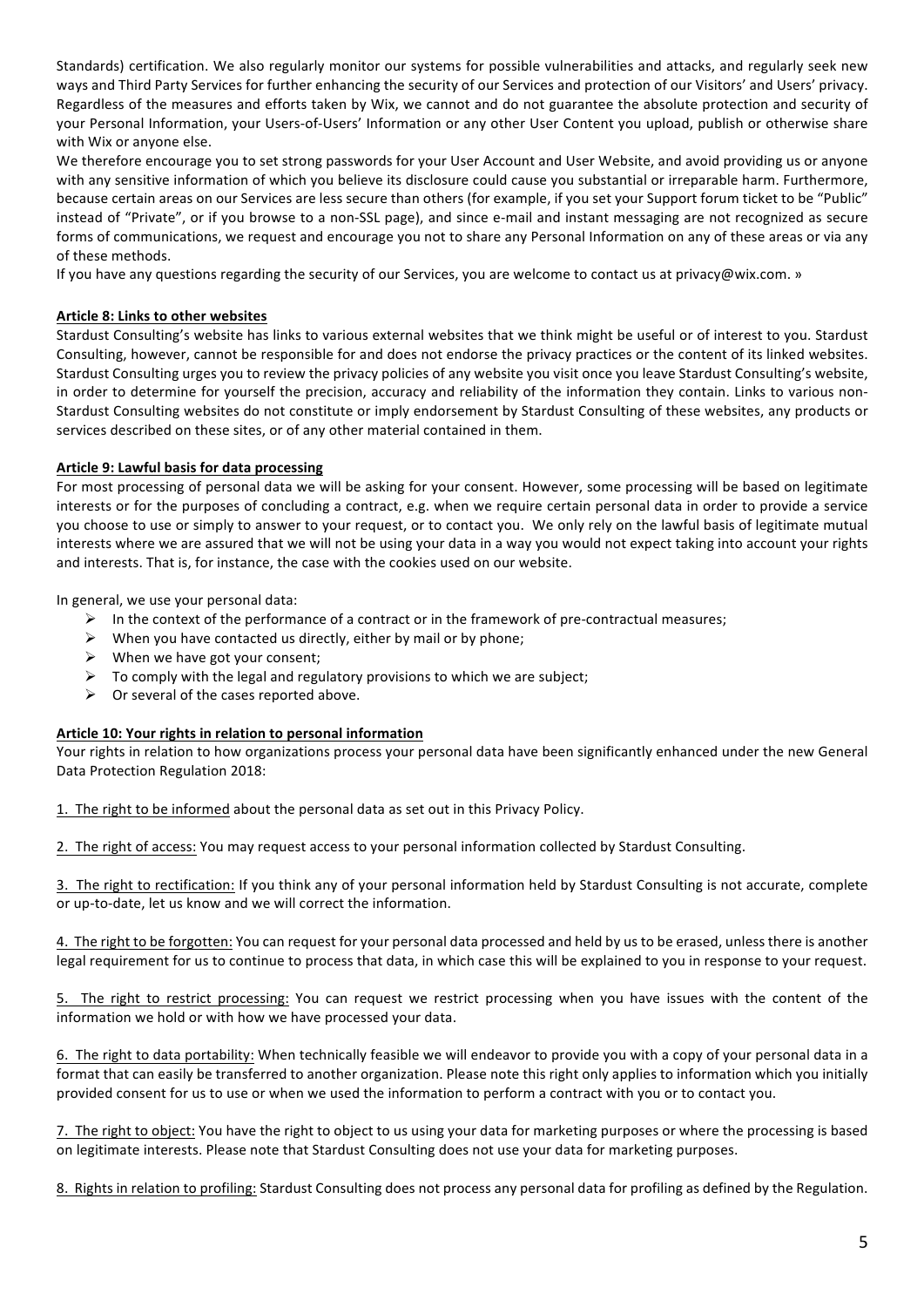Standards) certification. We also regularly monitor our systems for possible vulnerabilities and attacks, and regularly seek new ways and Third Party Services for further enhancing the security of our Services and protection of our Visitors' and Users' privacy. Regardless of the measures and efforts taken by Wix, we cannot and do not guarantee the absolute protection and security of your Personal Information, your Users-of-Users' Information or any other User Content you upload, publish or otherwise share with Wix or anyone else.

We therefore encourage you to set strong passwords for your User Account and User Website, and avoid providing us or anyone with any sensitive information of which you believe its disclosure could cause you substantial or irreparable harm. Furthermore, because certain areas on our Services are less secure than others (for example, if you set your Support forum ticket to be "Public" instead of "Private", or if you browse to a non-SSL page), and since e-mail and instant messaging are not recognized as secure forms of communications, we request and encourage you not to share any Personal Information on any of these areas or via any of these methods.

If you have any questions regarding the security of our Services, you are welcome to contact us at privacy@wix.com. »

**Article 8: Links to other websites**

Stardust Consulting's website has links to various external websites that we think might be useful or of interest to you. Stardust Consulting, however, cannot be responsible for and does not endorse the privacy practices or the content of its linked websites. Stardust Consulting urges you to review the privacy policies of any website you visit once you leave Stardust Consulting's website, in order to determine for yourself the precision, accuracy and reliability of the information they contain. Links to various non-Stardust Consulting websites do not constitute or imply endorsement by Stardust Consulting of these websites, any products or services described on these sites, or of any other material contained in them.

**Article 9: Lawful basis for data processing**

For most processing of personal data we will be asking for your consent. However, some processing will be based on legitimate interests or for the purposes of concluding a contract, e.g. when we require certain personal data in order to provide a service you choose to use or simply to answer to your request, or to contact you. We only rely on the lawful basis of legitimate mutual interests where we are assured that we will not be using your data in a way you would not expect taking into account your rights and interests. That is, for instance, the case with the cookies used on our website.

In general, we use your personal data:

- In the context of the performance of a contract or in the framework of pre-contractual measures;
- When you have contacted us directly, either by mail or by phone;
- When we have got your consent;
- To comply with the legal and regulatory provisions to which we are subject;
- Or several of the cases reported above.

**Article 10: Your rights in relation to personal information**

Your rights in relation to how organizations process your personal data have been significantly enhanced under the new General Data Protection Regulation 2018:

1. The right to be informed about the personal data as set out in this Privacy Policy.

2. The right of access: You may request access to your personal information collected by Stardust Consulting.

3. The right to rectification: If you think any of your personal information held by Stardust Consulting is not accurate, complete or up-to-date, let us know and we will correct the information.

4. The right to be forgotten: You can request for your personal data processed and held by us to be erased, unless there is another legal requirement for us to continue to process that data, in which case this will be explained to you in response to your request.

5. The right to restrict processing: You can request we restrict processing when you have issues with the content of the information we hold or with how we have processed your data.

6. The right to data portability: When technically feasible we will endeavor to provide you with a copy of your personal data in a format that can easily be transferred to another organization. Please note this right only applies to information which you initially provided consent for us to use or when we used the information to perform a contract with you or to contact you.

7. The right to object: You have the right to object to us using your data for marketing purposes or where the processing is based on legitimate interests. Please note that Stardust Consulting does not use your data for marketing purposes.

8. Rights in relation to profiling: Stardust Consulting does not process any personal data for profiling as defined by the Regulation.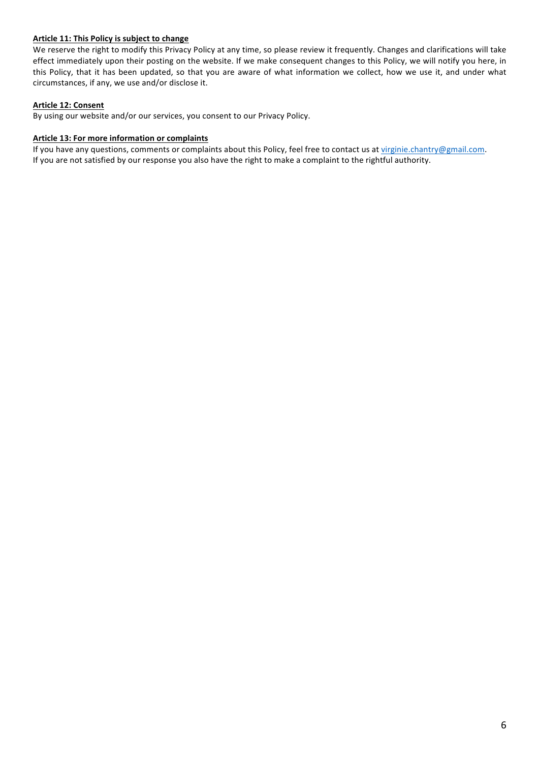**Article 11: This Policy is subject to change**

We reserve the right to modify this Privacy Policy at any time, so please review it frequently. Changes and clarifications will take effect immediately upon their posting on the website. If we make consequent changes to this Policy, we will notify you here, in this Policy, that it has been updated, so that you are aware of what information we collect, how we use it, and under what circumstances, if any, we use and/or disclose it.

**Article 12: Consent**

By using our website and/or our services, you consent to our Privacy Policy.

**Article 13: For more information or complaints**

If you have any questions, comments or complaints about this Policy, feel free to contact us at virginie.chantry@gmail.com.
If you are not satisfied by our response you also have the right to make a complaint to the rightful authority.